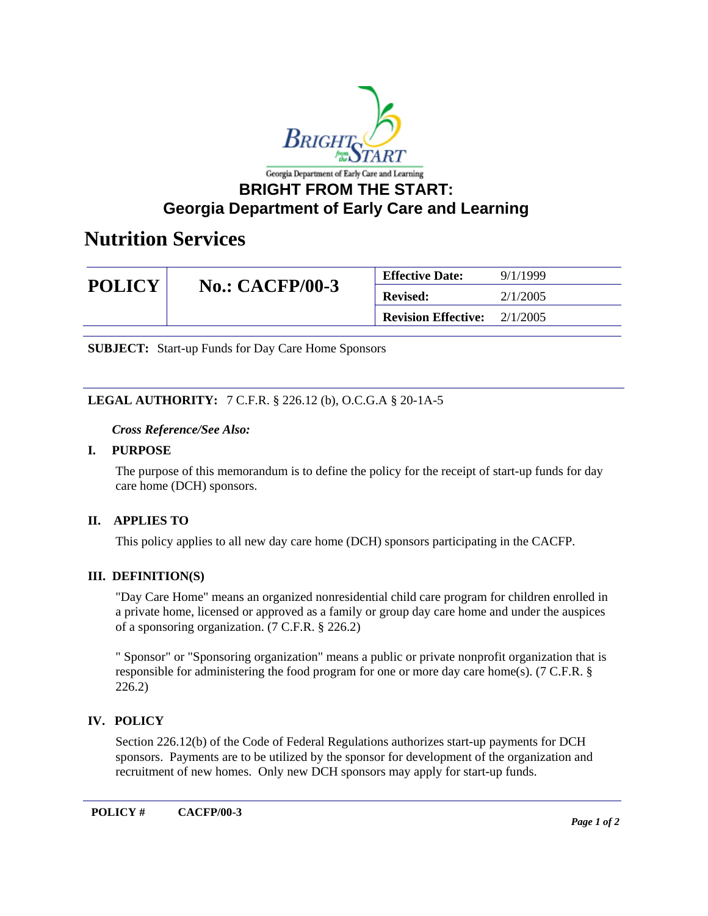Georgia Department of Early Care and Learning

# BRIGHT FROM THE START: Georgia Department of Early Care and Learning

## Nutrition Services

| POLICY | No.: CACFP/00-3 | Effective Date: | 9/1/1999 |
|---|---|---|---|
| | | Revised: | 2/1/2005 |
| | | Revision Effective: | 2/1/2005 |

**SUBJECT:** Start-up Funds for Day Care Home Sponsors

**LEGAL AUTHORITY:** 7 C.F.R. § 226.12 (b), O.C.G.A § 20-1A-5

***Cross Reference/See Also:***

### I. PURPOSE

The purpose of this memorandum is to define the policy for the receipt of start-up funds for day care home (DCH) sponsors.

### II. APPLIES TO

This policy applies to all new day care home (DCH) sponsors participating in the CACFP.

### III. DEFINITION(S)

"Day Care Home" means an organized nonresidential child care program for children enrolled in a private home, licensed or approved as a family or group day care home and under the auspices of a sponsoring organization. (7 C.F.R. § 226.2)

" Sponsor" or "Sponsoring organization" means a public or private nonprofit organization that is responsible for administering the food program for one or more day care home(s). (7 C.F.R. § 226.2)

### IV. POLICY

Section 226.12(b) of the Code of Federal Regulations authorizes start-up payments for DCH sponsors. Payments are to be utilized by the sponsor for development of the organization and recruitment of new homes. Only new DCH sponsors may apply for start-up funds.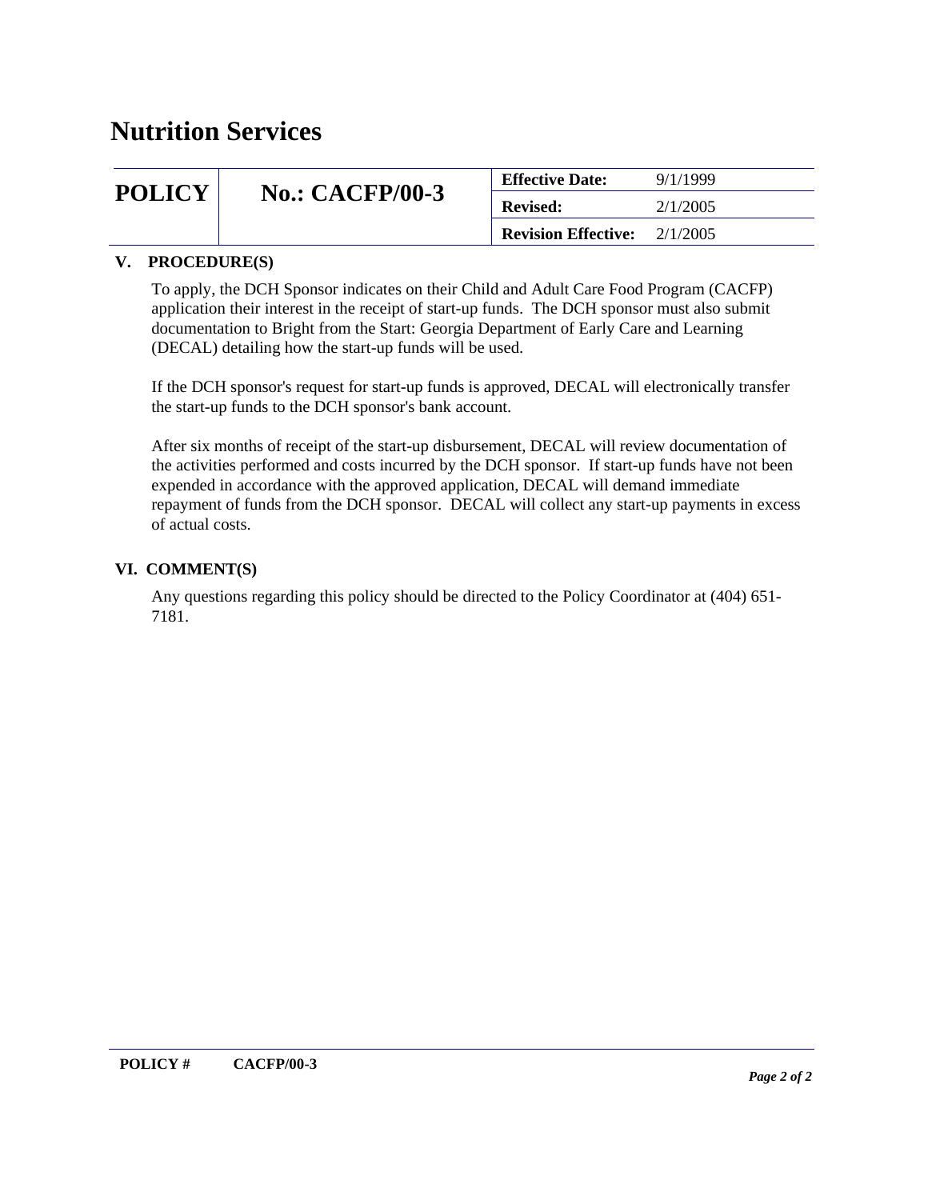## V. PROCEDURE(S)

To apply, the DCH Sponsor indicates on their Child and Adult Care Food Program (CACFP) application their interest in the receipt of start-up funds. The DCH sponsor must also submit documentation to Bright from the Start: Georgia Department of Early Care and Learning (DECAL) detailing how the start-up funds will be used.

If the DCH sponsor's request for start-up funds is approved, DECAL will electronically transfer the start-up funds to the DCH sponsor's bank account.

After six months of receipt of the start-up disbursement, DECAL will review documentation of the activities performed and costs incurred by the DCH sponsor. If start-up funds have not been expended in accordance with the approved application, DECAL will demand immediate repayment of funds from the DCH sponsor. DECAL will collect any start-up payments in excess of actual costs.

## VI. COMMENT(S)

Any questions regarding this policy should be directed to the Policy Coordinator at (404) 651-7181.